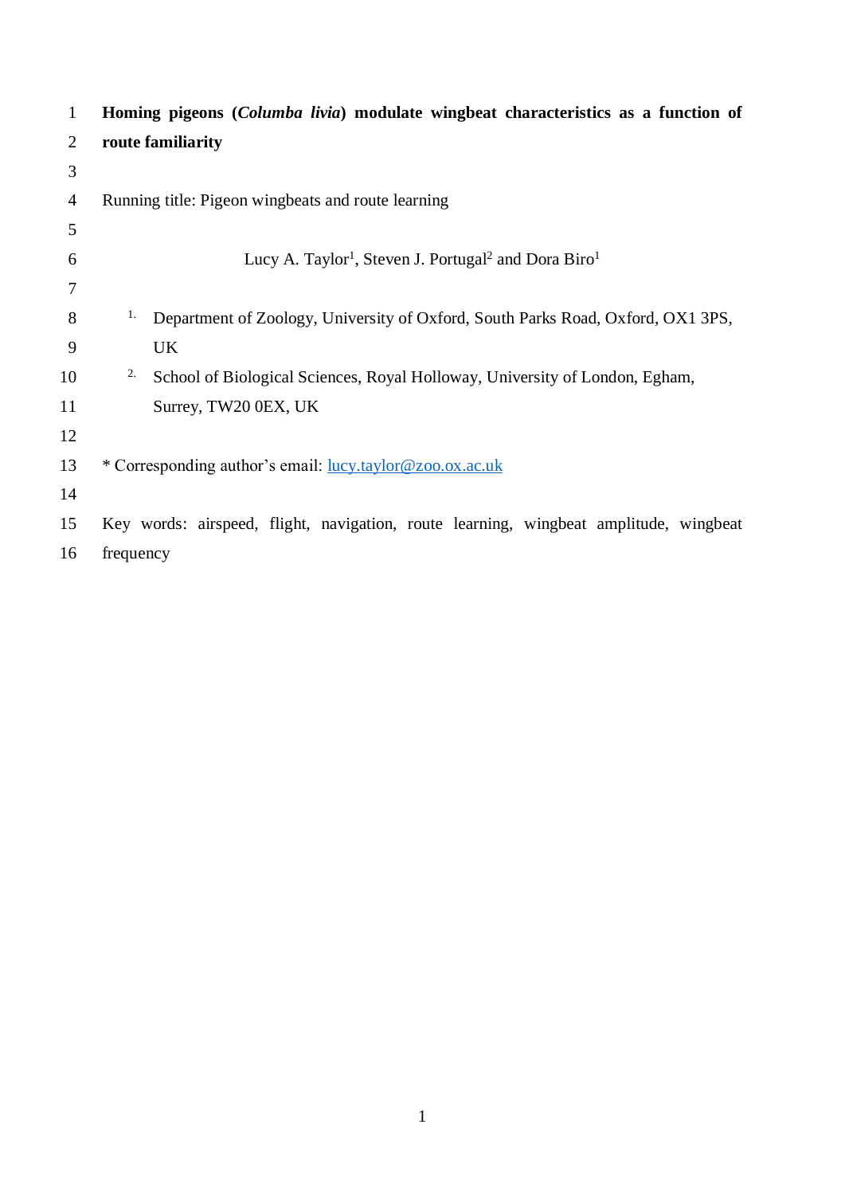# Homing pigeons (*Columba livia*) modulate wingbeat characteristics as a function of route familiarity

Running title: Pigeon wingbeats and route learning

Lucy A. Taylor[1], Steven J. Portugal[2] and Dora Biro[1]

[1] Department of Zoology, University of Oxford, South Parks Road, Oxford, OX1 3PS, UK

[2] School of Biological Sciences, Royal Holloway, University of London, Egham, Surrey, TW20 0EX, UK

\* Corresponding author's email: lucy.taylor@zoo.ox.ac.uk

Key words: airspeed, flight, navigation, route learning, wingbeat amplitude, wingbeat frequency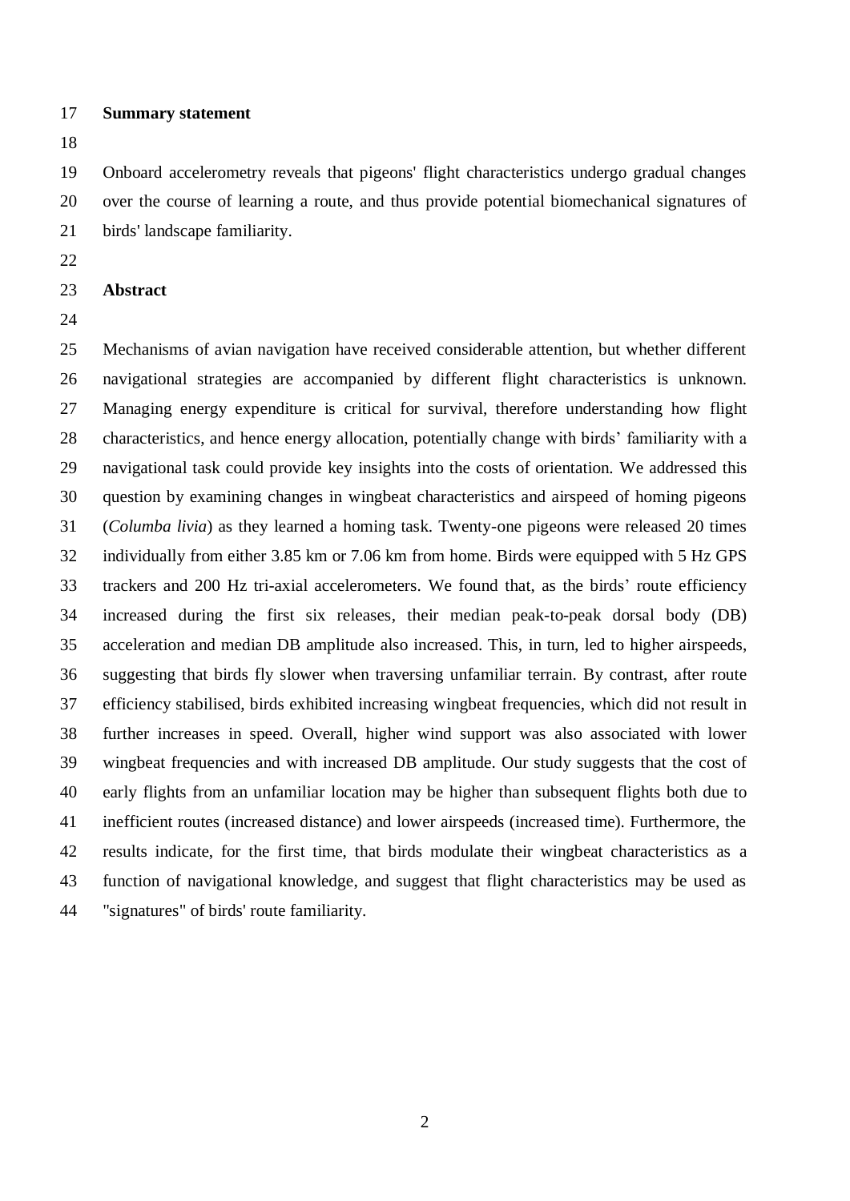## Summary statement

Onboard accelerometry reveals that pigeons' flight characteristics undergo gradual changes over the course of learning a route, and thus provide potential biomechanical signatures of birds' landscape familiarity.

## Abstract

Mechanisms of avian navigation have received considerable attention, but whether different navigational strategies are accompanied by different flight characteristics is unknown. Managing energy expenditure is critical for survival, therefore understanding how flight characteristics, and hence energy allocation, potentially change with birds' familiarity with a navigational task could provide key insights into the costs of orientation. We addressed this question by examining changes in wingbeat characteristics and airspeed of homing pigeons (*Columba livia*) as they learned a homing task. Twenty-one pigeons were released 20 times individually from either 3.85 km or 7.06 km from home. Birds were equipped with 5 Hz GPS trackers and 200 Hz tri-axial accelerometers. We found that, as the birds' route efficiency increased during the first six releases, their median peak-to-peak dorsal body (DB) acceleration and median DB amplitude also increased. This, in turn, led to higher airspeeds, suggesting that birds fly slower when traversing unfamiliar terrain. By contrast, after route efficiency stabilised, birds exhibited increasing wingbeat frequencies, which did not result in further increases in speed. Overall, higher wind support was also associated with lower wingbeat frequencies and with increased DB amplitude. Our study suggests that the cost of early flights from an unfamiliar location may be higher than subsequent flights both due to inefficient routes (increased distance) and lower airspeeds (increased time). Furthermore, the results indicate, for the first time, that birds modulate their wingbeat characteristics as a function of navigational knowledge, and suggest that flight characteristics may be used as "signatures" of birds' route familiarity.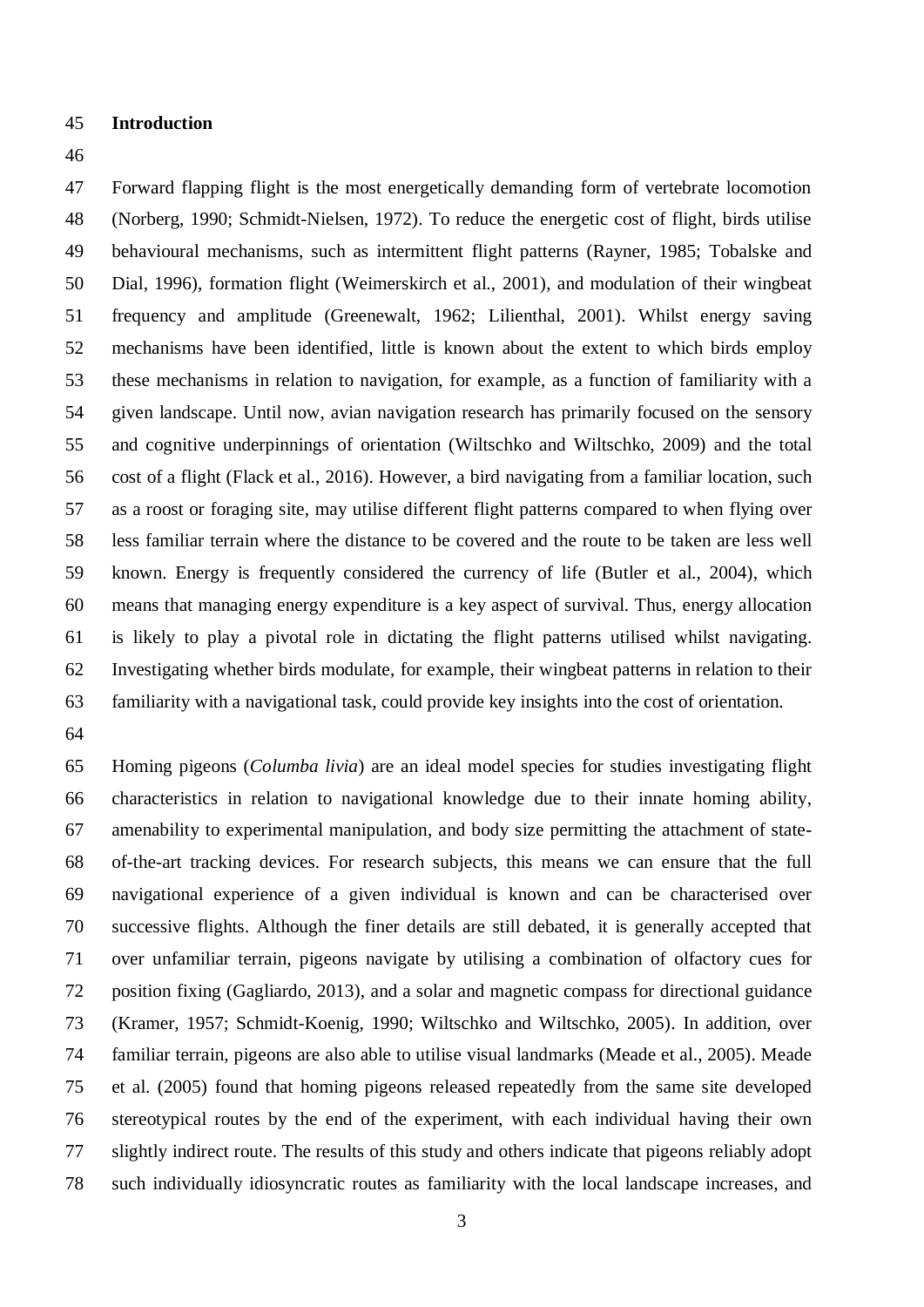## Introduction

Forward flapping flight is the most energetically demanding form of vertebrate locomotion (Norberg, 1990; Schmidt-Nielsen, 1972). To reduce the energetic cost of flight, birds utilise behavioural mechanisms, such as intermittent flight patterns (Rayner, 1985; Tobalske and Dial, 1996), formation flight (Weimerskirch et al., 2001), and modulation of their wingbeat frequency and amplitude (Greenewalt, 1962; Lilienthal, 2001). Whilst energy saving mechanisms have been identified, little is known about the extent to which birds employ these mechanisms in relation to navigation, for example, as a function of familiarity with a given landscape. Until now, avian navigation research has primarily focused on the sensory and cognitive underpinnings of orientation (Wiltschko and Wiltschko, 2009) and the total cost of a flight (Flack et al., 2016). However, a bird navigating from a familiar location, such as a roost or foraging site, may utilise different flight patterns compared to when flying over less familiar terrain where the distance to be covered and the route to be taken are less well known. Energy is frequently considered the currency of life (Butler et al., 2004), which means that managing energy expenditure is a key aspect of survival. Thus, energy allocation is likely to play a pivotal role in dictating the flight patterns utilised whilst navigating. Investigating whether birds modulate, for example, their wingbeat patterns in relation to their familiarity with a navigational task, could provide key insights into the cost of orientation.

Homing pigeons (*Columba livia*) are an ideal model species for studies investigating flight characteristics in relation to navigational knowledge due to their innate homing ability, amenability to experimental manipulation, and body size permitting the attachment of state-of-the-art tracking devices. For research subjects, this means we can ensure that the full navigational experience of a given individual is known and can be characterised over successive flights. Although the finer details are still debated, it is generally accepted that over unfamiliar terrain, pigeons navigate by utilising a combination of olfactory cues for position fixing (Gagliardo, 2013), and a solar and magnetic compass for directional guidance (Kramer, 1957; Schmidt-Koenig, 1990; Wiltschko and Wiltschko, 2005). In addition, over familiar terrain, pigeons are also able to utilise visual landmarks (Meade et al., 2005). Meade et al. (2005) found that homing pigeons released repeatedly from the same site developed stereotypical routes by the end of the experiment, with each individual having their own slightly indirect route. The results of this study and others indicate that pigeons reliably adopt such individually idiosyncratic routes as familiarity with the local landscape increases, and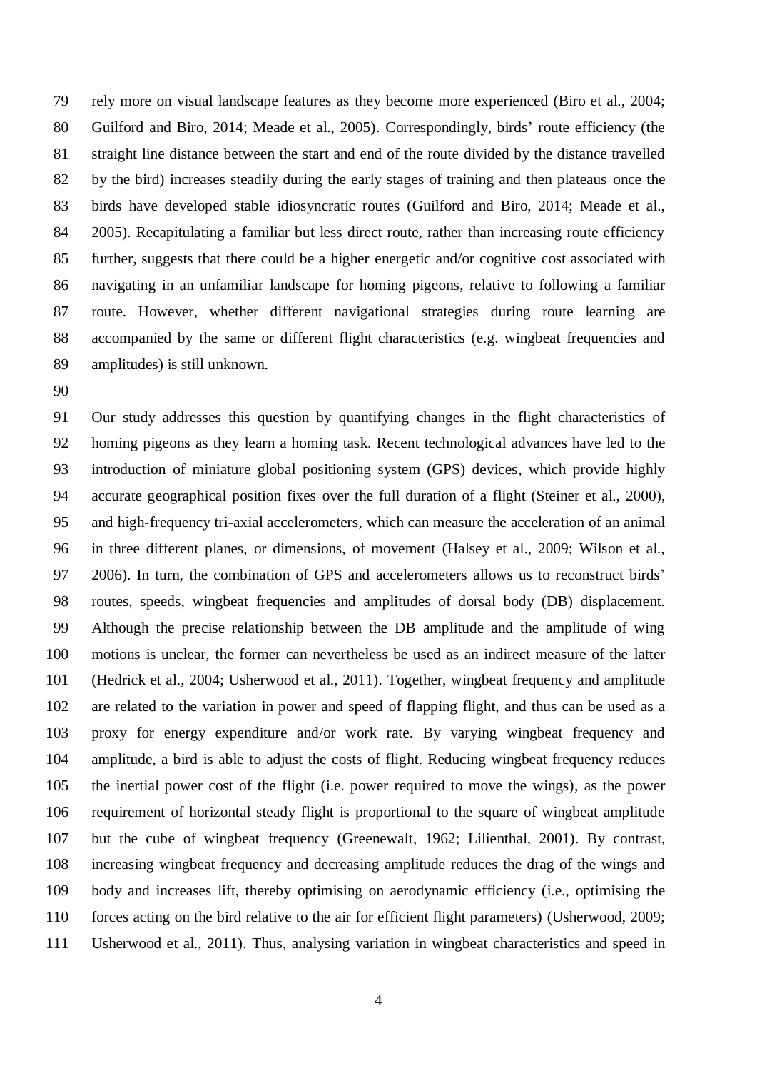rely more on visual landscape features as they become more experienced (Biro et al., 2004; Guilford and Biro, 2014; Meade et al., 2005). Correspondingly, birds' route efficiency (the straight line distance between the start and end of the route divided by the distance travelled by the bird) increases steadily during the early stages of training and then plateaus once the birds have developed stable idiosyncratic routes (Guilford and Biro, 2014; Meade et al., 2005). Recapitulating a familiar but less direct route, rather than increasing route efficiency further, suggests that there could be a higher energetic and/or cognitive cost associated with navigating in an unfamiliar landscape for homing pigeons, relative to following a familiar route. However, whether different navigational strategies during route learning are accompanied by the same or different flight characteristics (e.g. wingbeat frequencies and amplitudes) is still unknown.

Our study addresses this question by quantifying changes in the flight characteristics of homing pigeons as they learn a homing task. Recent technological advances have led to the introduction of miniature global positioning system (GPS) devices, which provide highly accurate geographical position fixes over the full duration of a flight (Steiner et al., 2000), and high-frequency tri-axial accelerometers, which can measure the acceleration of an animal in three different planes, or dimensions, of movement (Halsey et al., 2009; Wilson et al., 2006). In turn, the combination of GPS and accelerometers allows us to reconstruct birds' routes, speeds, wingbeat frequencies and amplitudes of dorsal body (DB) displacement. Although the precise relationship between the DB amplitude and the amplitude of wing motions is unclear, the former can nevertheless be used as an indirect measure of the latter (Hedrick et al., 2004; Usherwood et al., 2011). Together, wingbeat frequency and amplitude are related to the variation in power and speed of flapping flight, and thus can be used as a proxy for energy expenditure and/or work rate. By varying wingbeat frequency and amplitude, a bird is able to adjust the costs of flight. Reducing wingbeat frequency reduces the inertial power cost of the flight (i.e. power required to move the wings), as the power requirement of horizontal steady flight is proportional to the square of wingbeat amplitude but the cube of wingbeat frequency (Greenewalt, 1962; Lilienthal, 2001). By contrast, increasing wingbeat frequency and decreasing amplitude reduces the drag of the wings and body and increases lift, thereby optimising on aerodynamic efficiency (i.e., optimising the forces acting on the bird relative to the air for efficient flight parameters) (Usherwood, 2009; Usherwood et al., 2011). Thus, analysing variation in wingbeat characteristics and speed in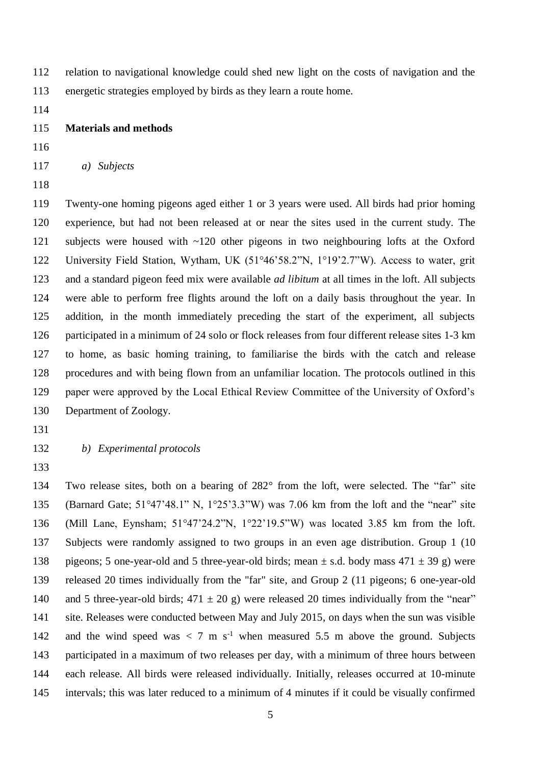relation to navigational knowledge could shed new light on the costs of navigation and the energetic strategies employed by birds as they learn a route home.

## Materials and methods

### *a) Subjects*

Twenty-one homing pigeons aged either 1 or 3 years were used. All birds had prior homing experience, but had not been released at or near the sites used in the current study. The subjects were housed with ~120 other pigeons in two neighbouring lofts at the Oxford University Field Station, Wytham, UK (51°46'58.2"N, 1°19'2.7"W). Access to water, grit and a standard pigeon feed mix were available *ad libitum* at all times in the loft. All subjects were able to perform free flights around the loft on a daily basis throughout the year. In addition, in the month immediately preceding the start of the experiment, all subjects participated in a minimum of 24 solo or flock releases from four different release sites 1-3 km to home, as basic homing training, to familiarise the birds with the catch and release procedures and with being flown from an unfamiliar location. The protocols outlined in this paper were approved by the Local Ethical Review Committee of the University of Oxford's Department of Zoology.

### *b) Experimental protocols*

Two release sites, both on a bearing of 282° from the loft, were selected. The "far" site (Barnard Gate; 51°47'48.1" N, 1°25'3.3"W) was 7.06 km from the loft and the "near" site (Mill Lane, Eynsham; 51°47'24.2"N, 1°22'19.5"W) was located 3.85 km from the loft. Subjects were randomly assigned to two groups in an even age distribution. Group 1 (10 pigeons; 5 one-year-old and 5 three-year-old birds; mean ± s.d. body mass 471 ± 39 g) were released 20 times individually from the "far" site, and Group 2 (11 pigeons; 6 one-year-old and 5 three-year-old birds; 471 ± 20 g) were released 20 times individually from the "near" site. Releases were conducted between May and July 2015, on days when the sun was visible and the wind speed was $< 7$ m s$^{-1}$ when measured 5.5 m above the ground. Subjects participated in a maximum of two releases per day, with a minimum of three hours between each release. All birds were released individually. Initially, releases occurred at 10-minute intervals; this was later reduced to a minimum of 4 minutes if it could be visually confirmed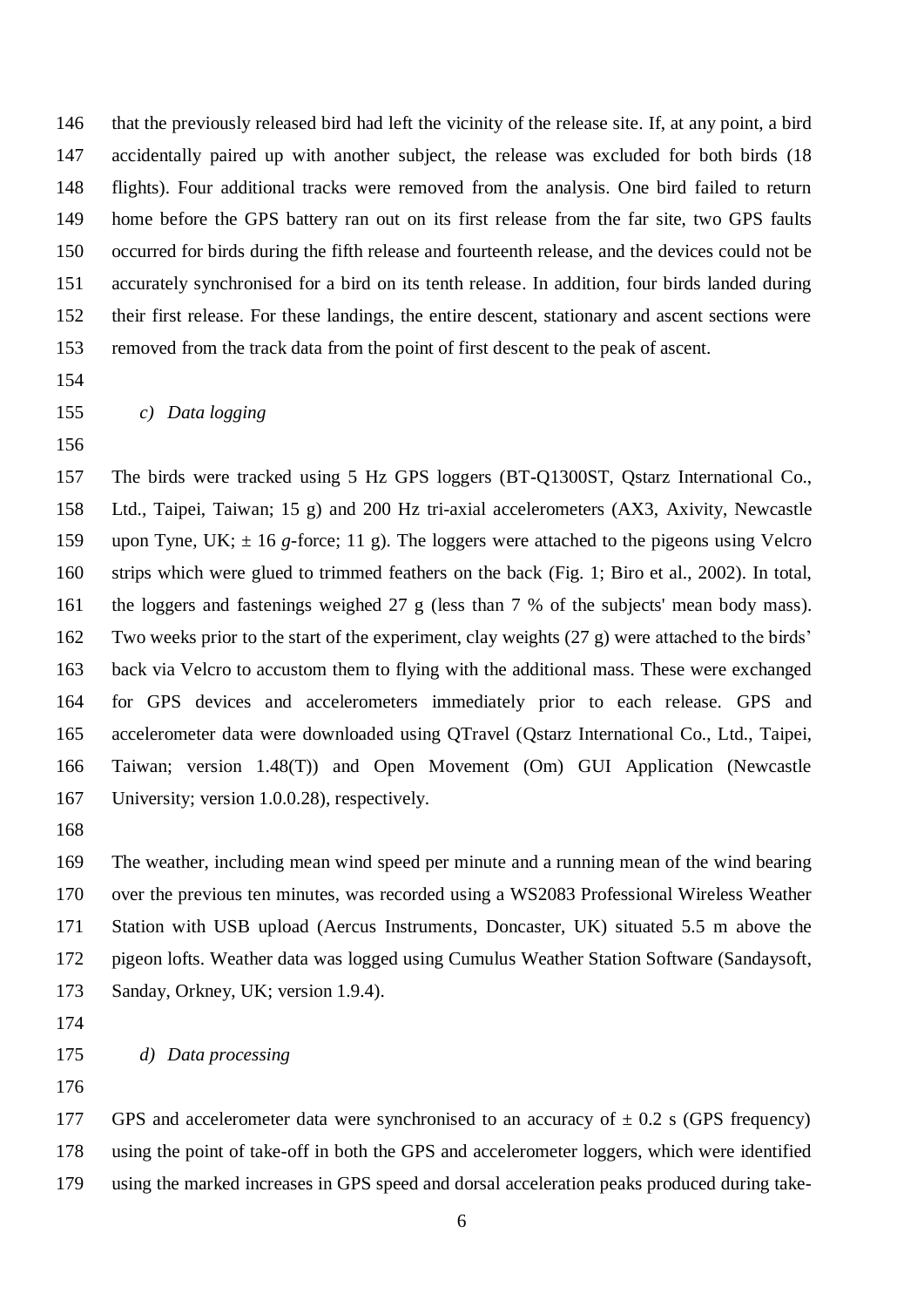that the previously released bird had left the vicinity of the release site. If, at any point, a bird accidentally paired up with another subject, the release was excluded for both birds (18 flights). Four additional tracks were removed from the analysis. One bird failed to return home before the GPS battery ran out on its first release from the far site, two GPS faults occurred for birds during the fifth release and fourteenth release, and the devices could not be accurately synchronised for a bird on its tenth release. In addition, four birds landed during their first release. For these landings, the entire descent, stationary and ascent sections were removed from the track data from the point of first descent to the peak of ascent.

### *c) Data logging*

The birds were tracked using 5 Hz GPS loggers (BT-Q1300ST, Qstarz International Co., Ltd., Taipei, Taiwan; 15 g) and 200 Hz tri-axial accelerometers (AX3, Axivity, Newcastle upon Tyne, UK; ± 16 *g*-force; 11 g). The loggers were attached to the pigeons using Velcro strips which were glued to trimmed feathers on the back (Fig. 1; Biro et al., 2002). In total, the loggers and fastenings weighed 27 g (less than 7 % of the subjects' mean body mass). Two weeks prior to the start of the experiment, clay weights (27 g) were attached to the birds' back via Velcro to accustom them to flying with the additional mass. These were exchanged for GPS devices and accelerometers immediately prior to each release. GPS and accelerometer data were downloaded using QTravel (Qstarz International Co., Ltd., Taipei, Taiwan; version 1.48(T)) and Open Movement (Om) GUI Application (Newcastle University; version 1.0.0.28), respectively.

The weather, including mean wind speed per minute and a running mean of the wind bearing over the previous ten minutes, was recorded using a WS2083 Professional Wireless Weather Station with USB upload (Aercus Instruments, Doncaster, UK) situated 5.5 m above the pigeon lofts. Weather data was logged using Cumulus Weather Station Software (Sandaysoft, Sanday, Orkney, UK; version 1.9.4).

### *d) Data processing*

GPS and accelerometer data were synchronised to an accuracy of ± 0.2 s (GPS frequency) using the point of take-off in both the GPS and accelerometer loggers, which were identified using the marked increases in GPS speed and dorsal acceleration peaks produced during take-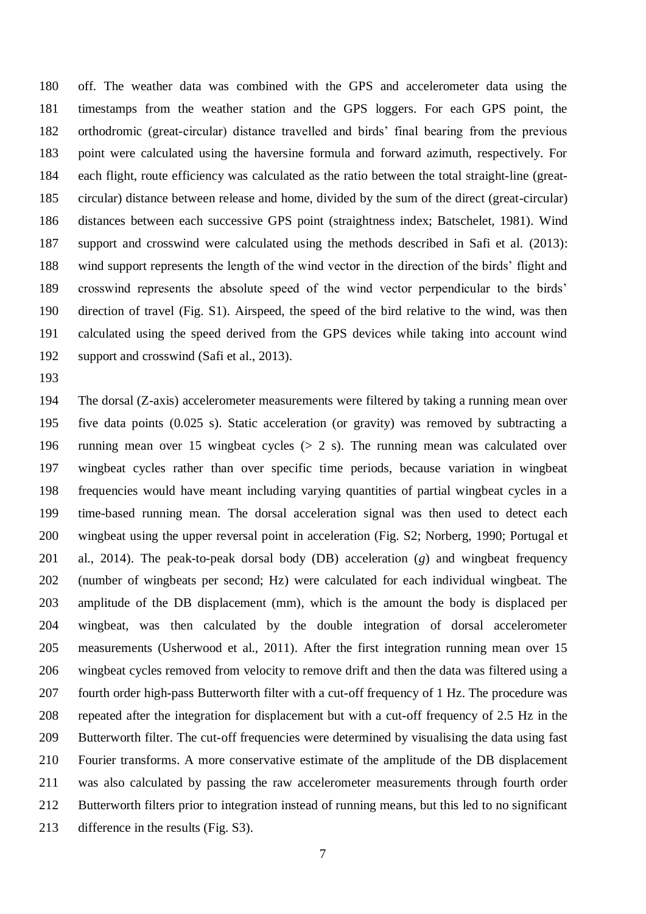off. The weather data was combined with the GPS and accelerometer data using the timestamps from the weather station and the GPS loggers. For each GPS point, the orthodromic (great-circular) distance travelled and birds' final bearing from the previous point were calculated using the haversine formula and forward azimuth, respectively. For each flight, route efficiency was calculated as the ratio between the total straight-line (great-circular) distance between release and home, divided by the sum of the direct (great-circular) distances between each successive GPS point (straightness index; Batschelet, 1981). Wind support and crosswind were calculated using the methods described in Safi et al. (2013): wind support represents the length of the wind vector in the direction of the birds' flight and crosswind represents the absolute speed of the wind vector perpendicular to the birds' direction of travel (Fig. S1). Airspeed, the speed of the bird relative to the wind, was then calculated using the speed derived from the GPS devices while taking into account wind support and crosswind (Safi et al., 2013).

The dorsal (Z-axis) accelerometer measurements were filtered by taking a running mean over five data points (0.025 s). Static acceleration (or gravity) was removed by subtracting a running mean over 15 wingbeat cycles (> 2 s). The running mean was calculated over wingbeat cycles rather than over specific time periods, because variation in wingbeat frequencies would have meant including varying quantities of partial wingbeat cycles in a time-based running mean. The dorsal acceleration signal was then used to detect each wingbeat using the upper reversal point in acceleration (Fig. S2; Norberg, 1990; Portugal et al., 2014). The peak-to-peak dorsal body (DB) acceleration ($g$) and wingbeat frequency (number of wingbeats per second; Hz) were calculated for each individual wingbeat. The amplitude of the DB displacement (mm), which is the amount the body is displaced per wingbeat, was then calculated by the double integration of dorsal accelerometer measurements (Usherwood et al., 2011). After the first integration running mean over 15 wingbeat cycles removed from velocity to remove drift and then the data was filtered using a fourth order high-pass Butterworth filter with a cut-off frequency of 1 Hz. The procedure was repeated after the integration for displacement but with a cut-off frequency of 2.5 Hz in the Butterworth filter. The cut-off frequencies were determined by visualising the data using fast Fourier transforms. A more conservative estimate of the amplitude of the DB displacement was also calculated by passing the raw accelerometer measurements through fourth order Butterworth filters prior to integration instead of running means, but this led to no significant difference in the results (Fig. S3).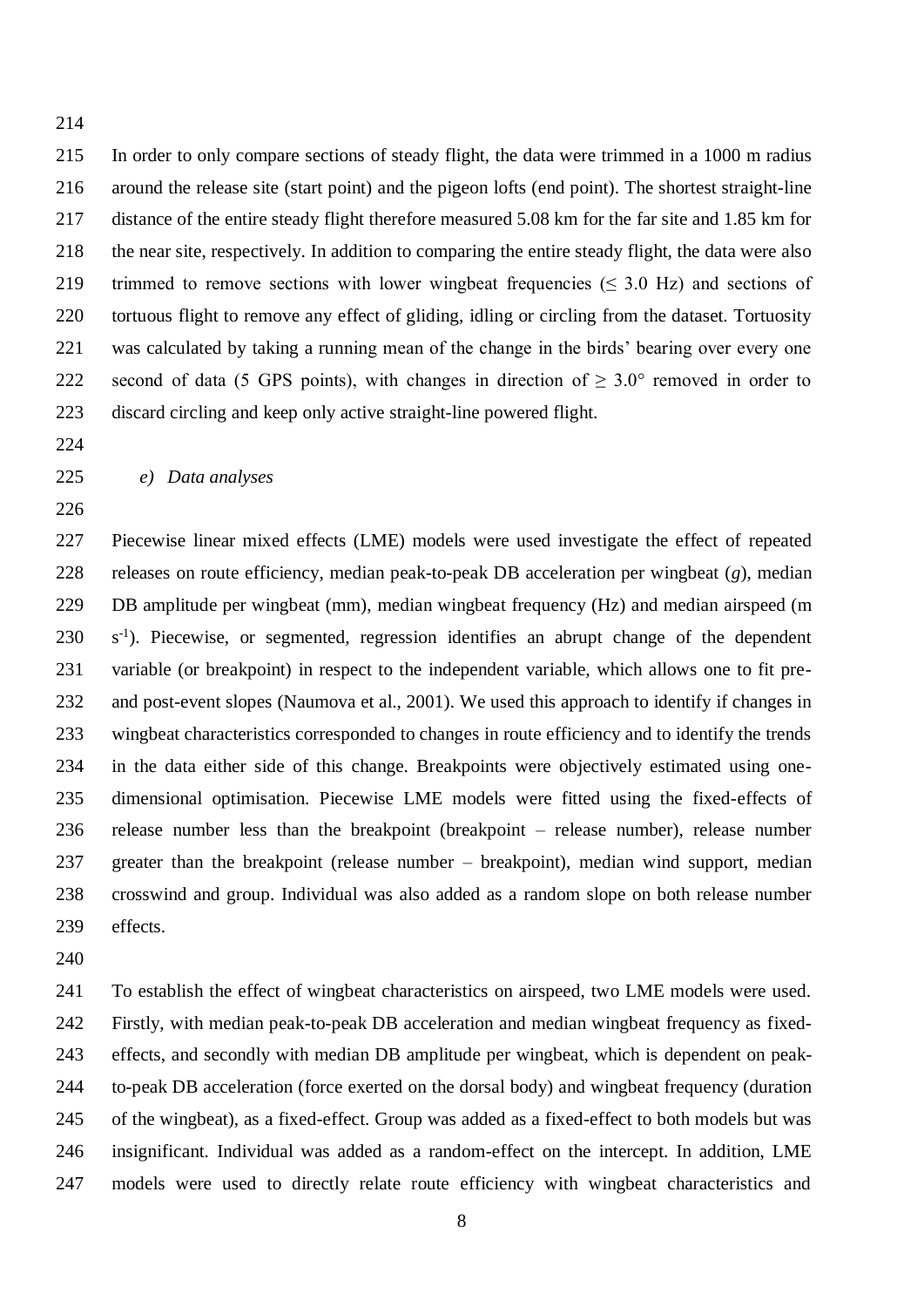In order to only compare sections of steady flight, the data were trimmed in a 1000 m radius around the release site (start point) and the pigeon lofts (end point). The shortest straight-line distance of the entire steady flight therefore measured 5.08 km for the far site and 1.85 km for the near site, respectively. In addition to comparing the entire steady flight, the data were also trimmed to remove sections with lower wingbeat frequencies ($\leq$ 3.0 Hz) and sections of tortuous flight to remove any effect of gliding, idling or circling from the dataset. Tortuosity was calculated by taking a running mean of the change in the birds' bearing over every one second of data (5 GPS points), with changes in direction of $\geq 3.0°$ removed in order to discard circling and keep only active straight-line powered flight.

### *e) Data analyses*

Piecewise linear mixed effects (LME) models were used investigate the effect of repeated releases on route efficiency, median peak-to-peak DB acceleration per wingbeat (*g*), median DB amplitude per wingbeat (mm), median wingbeat frequency (Hz) and median airspeed (m $s^{-1}$). Piecewise, or segmented, regression identifies an abrupt change of the dependent variable (or breakpoint) in respect to the independent variable, which allows one to fit pre- and post-event slopes (Naumova et al., 2001). We used this approach to identify if changes in wingbeat characteristics corresponded to changes in route efficiency and to identify the trends in the data either side of this change. Breakpoints were objectively estimated using one-dimensional optimisation. Piecewise LME models were fitted using the fixed-effects of release number less than the breakpoint (breakpoint – release number), release number greater than the breakpoint (release number – breakpoint), median wind support, median crosswind and group. Individual was also added as a random slope on both release number effects.

To establish the effect of wingbeat characteristics on airspeed, two LME models were used. Firstly, with median peak-to-peak DB acceleration and median wingbeat frequency as fixed-effects, and secondly with median DB amplitude per wingbeat, which is dependent on peak-to-peak DB acceleration (force exerted on the dorsal body) and wingbeat frequency (duration of the wingbeat), as a fixed-effect. Group was added as a fixed-effect to both models but was insignificant. Individual was added as a random-effect on the intercept. In addition, LME models were used to directly relate route efficiency with wingbeat characteristics and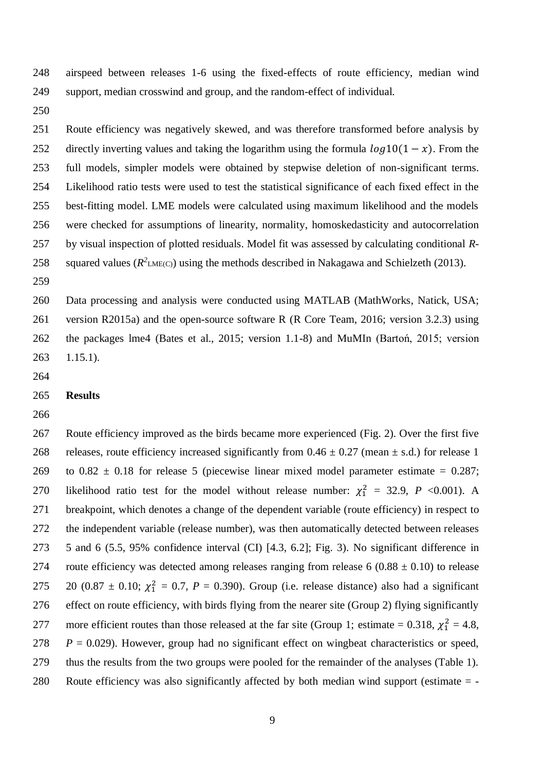airspeed between releases 1-6 using the fixed-effects of route efficiency, median wind support, median crosswind and group, and the random-effect of individual.

Route efficiency was negatively skewed, and was therefore transformed before analysis by directly inverting values and taking the logarithm using the formula $log10(1 - x)$. From the full models, simpler models were obtained by stepwise deletion of non-significant terms. Likelihood ratio tests were used to test the statistical significance of each fixed effect in the best-fitting model. LME models were calculated using maximum likelihood and the models were checked for assumptions of linearity, normality, homoskedasticity and autocorrelation by visual inspection of plotted residuals. Model fit was assessed by calculating conditional *R*-squared values ($R^2_{LME(C)}$) using the methods described in Nakagawa and Schielzeth (2013).

Data processing and analysis were conducted using MATLAB (MathWorks, Natick, USA; version R2015a) and the open-source software R (R Core Team, 2016; version 3.2.3) using the packages lme4 (Bates et al., 2015; version 1.1-8) and MuMIn (Bartoń, 2015; version 1.15.1).

## Results

Route efficiency improved as the birds became more experienced (Fig. 2). Over the first five releases, route efficiency increased significantly from 0.46 ± 0.27 (mean ± s.d.) for release 1 to 0.82 ± 0.18 for release 5 (piecewise linear mixed model parameter estimate = 0.287; likelihood ratio test for the model without release number: $\chi^2_1$ = 32.9, $P$ <0.001). A breakpoint, which denotes a change of the dependent variable (route efficiency) in respect to the independent variable (release number), was then automatically detected between releases 5 and 6 (5.5, 95% confidence interval (CI) [4.3, 6.2]; Fig. 3). No significant difference in route efficiency was detected among releases ranging from release 6 (0.88 ± 0.10) to release 20 (0.87 ± 0.10; $\chi^2_1$ = 0.7, $P$ = 0.390). Group (i.e. release distance) also had a significant effect on route efficiency, with birds flying from the nearer site (Group 2) flying significantly more efficient routes than those released at the far site (Group 1; estimate = 0.318, $\chi^2_1$ = 4.8, $P$ = 0.029). However, group had no significant effect on wingbeat characteristics or speed, thus the results from the two groups were pooled for the remainder of the analyses (Table 1). Route efficiency was also significantly affected by both median wind support (estimate = -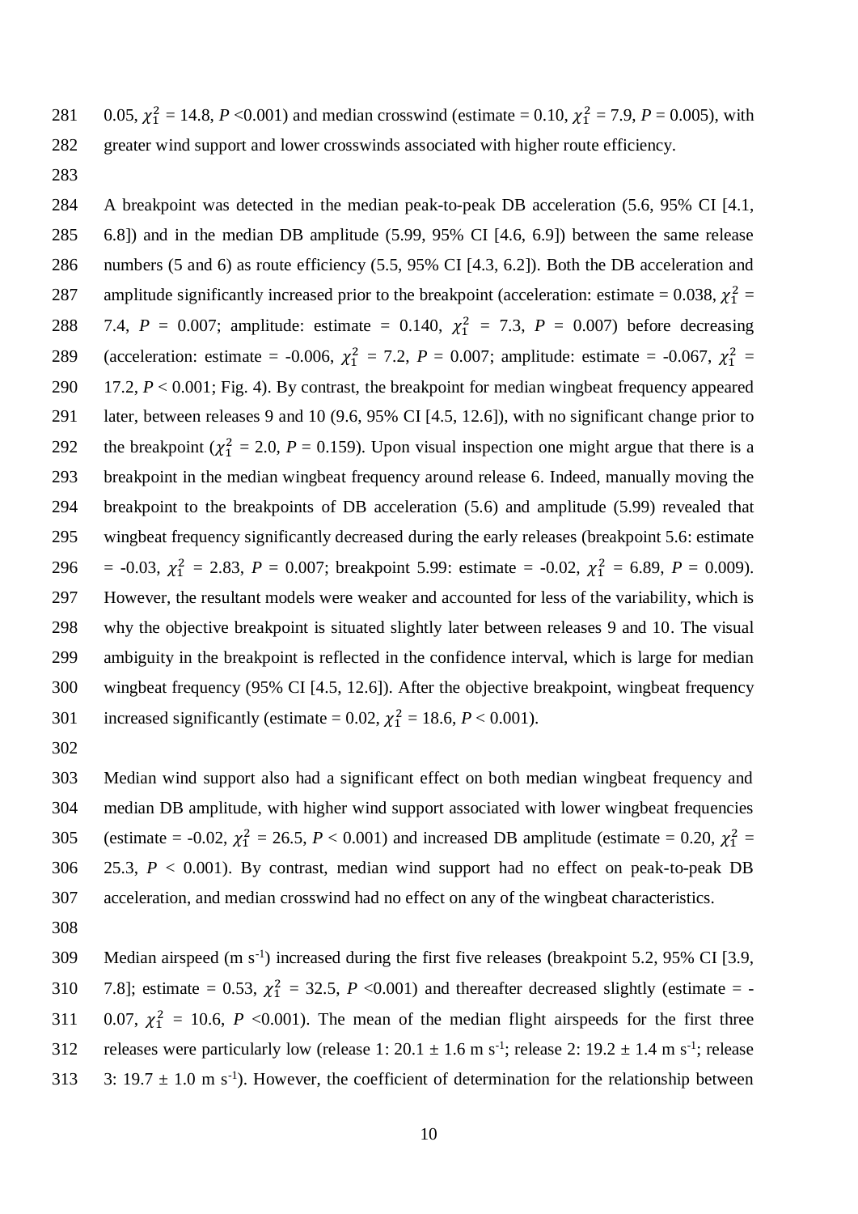0.05, $\chi^2_1$ = 14.8, *P* <0.001) and median crosswind (estimate = 0.10, $\chi^2_1$ = 7.9, *P* = 0.005), with greater wind support and lower crosswinds associated with higher route efficiency.

A breakpoint was detected in the median peak-to-peak DB acceleration (5.6, 95% CI [4.1, 6.8]) and in the median DB amplitude (5.99, 95% CI [4.6, 6.9]) between the same release numbers (5 and 6) as route efficiency (5.5, 95% CI [4.3, 6.2]). Both the DB acceleration and amplitude significantly increased prior to the breakpoint (acceleration: estimate = 0.038, $\chi^2_1$ = 7.4, *P* = 0.007; amplitude: estimate = 0.140, $\chi^2_1$ = 7.3, *P* = 0.007) before decreasing (acceleration: estimate = -0.006, $\chi^2_1$ = 7.2, *P* = 0.007; amplitude: estimate = -0.067, $\chi^2_1$ = 17.2, *P* < 0.001; Fig. 4). By contrast, the breakpoint for median wingbeat frequency appeared later, between releases 9 and 10 (9.6, 95% CI [4.5, 12.6]), with no significant change prior to the breakpoint ($\chi^2_1$ = 2.0, *P* = 0.159). Upon visual inspection one might argue that there is a breakpoint in the median wingbeat frequency around release 6. Indeed, manually moving the breakpoint to the breakpoints of DB acceleration (5.6) and amplitude (5.99) revealed that wingbeat frequency significantly decreased during the early releases (breakpoint 5.6: estimate = -0.03, $\chi^2_1$ = 2.83, *P* = 0.007; breakpoint 5.99: estimate = -0.02, $\chi^2_1$ = 6.89, *P* = 0.009). However, the resultant models were weaker and accounted for less of the variability, which is why the objective breakpoint is situated slightly later between releases 9 and 10. The visual ambiguity in the breakpoint is reflected in the confidence interval, which is large for median wingbeat frequency (95% CI [4.5, 12.6]). After the objective breakpoint, wingbeat frequency increased significantly (estimate = 0.02, $\chi^2_1$ = 18.6, *P* < 0.001).

Median wind support also had a significant effect on both median wingbeat frequency and median DB amplitude, with higher wind support associated with lower wingbeat frequencies (estimate = -0.02, $\chi^2_1$ = 26.5, *P* < 0.001) and increased DB amplitude (estimate = 0.20, $\chi^2_1$ = 25.3, *P* < 0.001). By contrast, median wind support had no effect on peak-to-peak DB acceleration, and median crosswind had no effect on any of the wingbeat characteristics.

Median airspeed (m s$^{-1}$) increased during the first five releases (breakpoint 5.2, 95% CI [3.9, 7.8]; estimate = 0.53, $\chi^2_1$ = 32.5, *P* <0.001) and thereafter decreased slightly (estimate = -0.07, $\chi^2_1$ = 10.6, *P* <0.001). The mean of the median flight airspeeds for the first three releases were particularly low (release 1: 20.1 ± 1.6 m s$^{-1}$; release 2: 19.2 ± 1.4 m s$^{-1}$; release 3: 19.7 ± 1.0 m s$^{-1}$). However, the coefficient of determination for the relationship between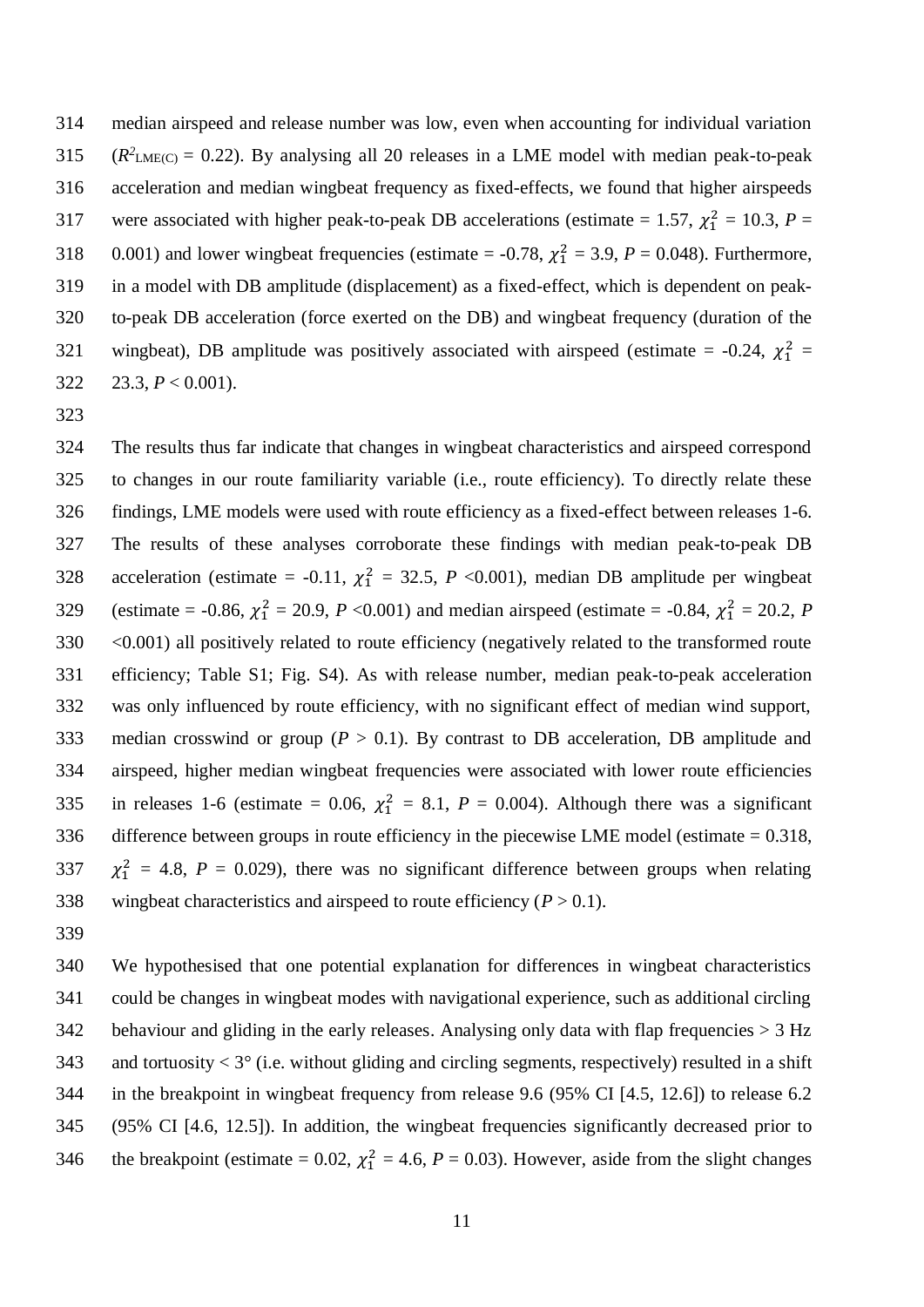median airspeed and release number was low, even when accounting for individual variation ($R^2_{\text{LME(C)}}$ = 0.22). By analysing all 20 releases in a LME model with median peak-to-peak acceleration and median wingbeat frequency as fixed-effects, we found that higher airspeeds were associated with higher peak-to-peak DB accelerations (estimate = 1.57, $\chi^2_1$ = 10.3, $P$ = 0.001) and lower wingbeat frequencies (estimate = -0.78, $\chi^2_1$ = 3.9, $P$ = 0.048). Furthermore, in a model with DB amplitude (displacement) as a fixed-effect, which is dependent on peak-to-peak DB acceleration (force exerted on the DB) and wingbeat frequency (duration of the wingbeat), DB amplitude was positively associated with airspeed (estimate = -0.24, $\chi^2_1$ = 23.3, $P$ < 0.001).

The results thus far indicate that changes in wingbeat characteristics and airspeed correspond to changes in our route familiarity variable (i.e., route efficiency). To directly relate these findings, LME models were used with route efficiency as a fixed-effect between releases 1-6. The results of these analyses corroborate these findings with median peak-to-peak DB acceleration (estimate = -0.11, $\chi^2_1$ = 32.5, $P$ <0.001), median DB amplitude per wingbeat (estimate = -0.86, $\chi^2_1$ = 20.9, $P$ <0.001) and median airspeed (estimate = -0.84, $\chi^2_1$ = 20.2, $P$ <0.001) all positively related to route efficiency (negatively related to the transformed route efficiency; Table S1; Fig. S4). As with release number, median peak-to-peak acceleration was only influenced by route efficiency, with no significant effect of median wind support, median crosswind or group ($P$ > 0.1). By contrast to DB acceleration, DB amplitude and airspeed, higher median wingbeat frequencies were associated with lower route efficiencies in releases 1-6 (estimate = 0.06, $\chi^2_1$ = 8.1, $P$ = 0.004). Although there was a significant difference between groups in route efficiency in the piecewise LME model (estimate = 0.318, $\chi^2_1$ = 4.8, $P$ = 0.029), there was no significant difference between groups when relating wingbeat characteristics and airspeed to route efficiency ($P$ > 0.1).

We hypothesised that one potential explanation for differences in wingbeat characteristics could be changes in wingbeat modes with navigational experience, such as additional circling behaviour and gliding in the early releases. Analysing only data with flap frequencies > 3 Hz and tortuosity < 3° (i.e. without gliding and circling segments, respectively) resulted in a shift in the breakpoint in wingbeat frequency from release 9.6 (95% CI [4.5, 12.6]) to release 6.2 (95% CI [4.6, 12.5]). In addition, the wingbeat frequencies significantly decreased prior to the breakpoint (estimate = 0.02, $\chi^2_1$ = 4.6, $P$ = 0.03). However, aside from the slight changes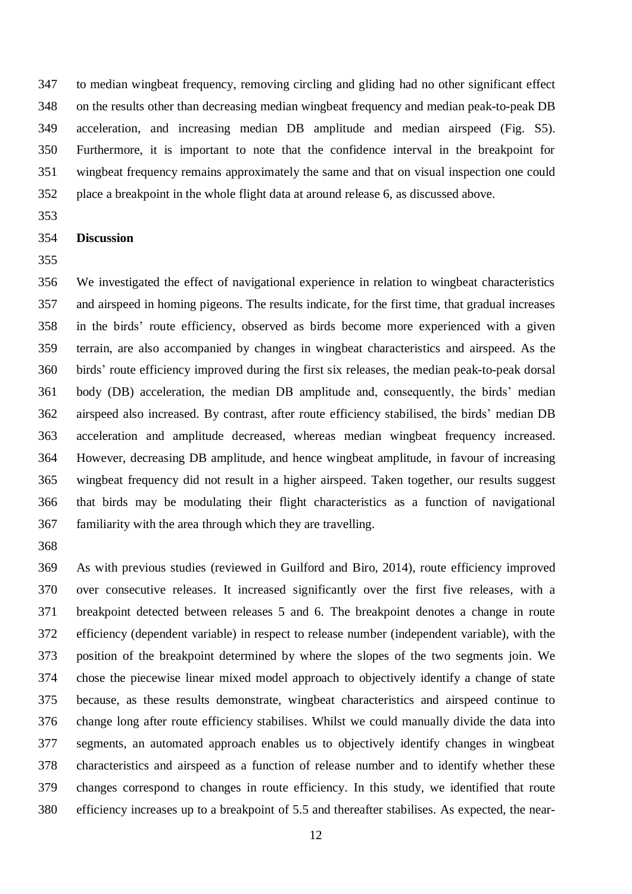to median wingbeat frequency, removing circling and gliding had no other significant effect on the results other than decreasing median wingbeat frequency and median peak-to-peak DB acceleration, and increasing median DB amplitude and median airspeed (Fig. S5). Furthermore, it is important to note that the confidence interval in the breakpoint for wingbeat frequency remains approximately the same and that on visual inspection one could place a breakpoint in the whole flight data at around release 6, as discussed above.

## Discussion

We investigated the effect of navigational experience in relation to wingbeat characteristics and airspeed in homing pigeons. The results indicate, for the first time, that gradual increases in the birds' route efficiency, observed as birds become more experienced with a given terrain, are also accompanied by changes in wingbeat characteristics and airspeed. As the birds' route efficiency improved during the first six releases, the median peak-to-peak dorsal body (DB) acceleration, the median DB amplitude and, consequently, the birds' median airspeed also increased. By contrast, after route efficiency stabilised, the birds' median DB acceleration and amplitude decreased, whereas median wingbeat frequency increased. However, decreasing DB amplitude, and hence wingbeat amplitude, in favour of increasing wingbeat frequency did not result in a higher airspeed. Taken together, our results suggest that birds may be modulating their flight characteristics as a function of navigational familiarity with the area through which they are travelling.

As with previous studies (reviewed in Guilford and Biro, 2014), route efficiency improved over consecutive releases. It increased significantly over the first five releases, with a breakpoint detected between releases 5 and 6. The breakpoint denotes a change in route efficiency (dependent variable) in respect to release number (independent variable), with the position of the breakpoint determined by where the slopes of the two segments join. We chose the piecewise linear mixed model approach to objectively identify a change of state because, as these results demonstrate, wingbeat characteristics and airspeed continue to change long after route efficiency stabilises. Whilst we could manually divide the data into segments, an automated approach enables us to objectively identify changes in wingbeat characteristics and airspeed as a function of release number and to identify whether these changes correspond to changes in route efficiency. In this study, we identified that route efficiency increases up to a breakpoint of 5.5 and thereafter stabilises. As expected, the near-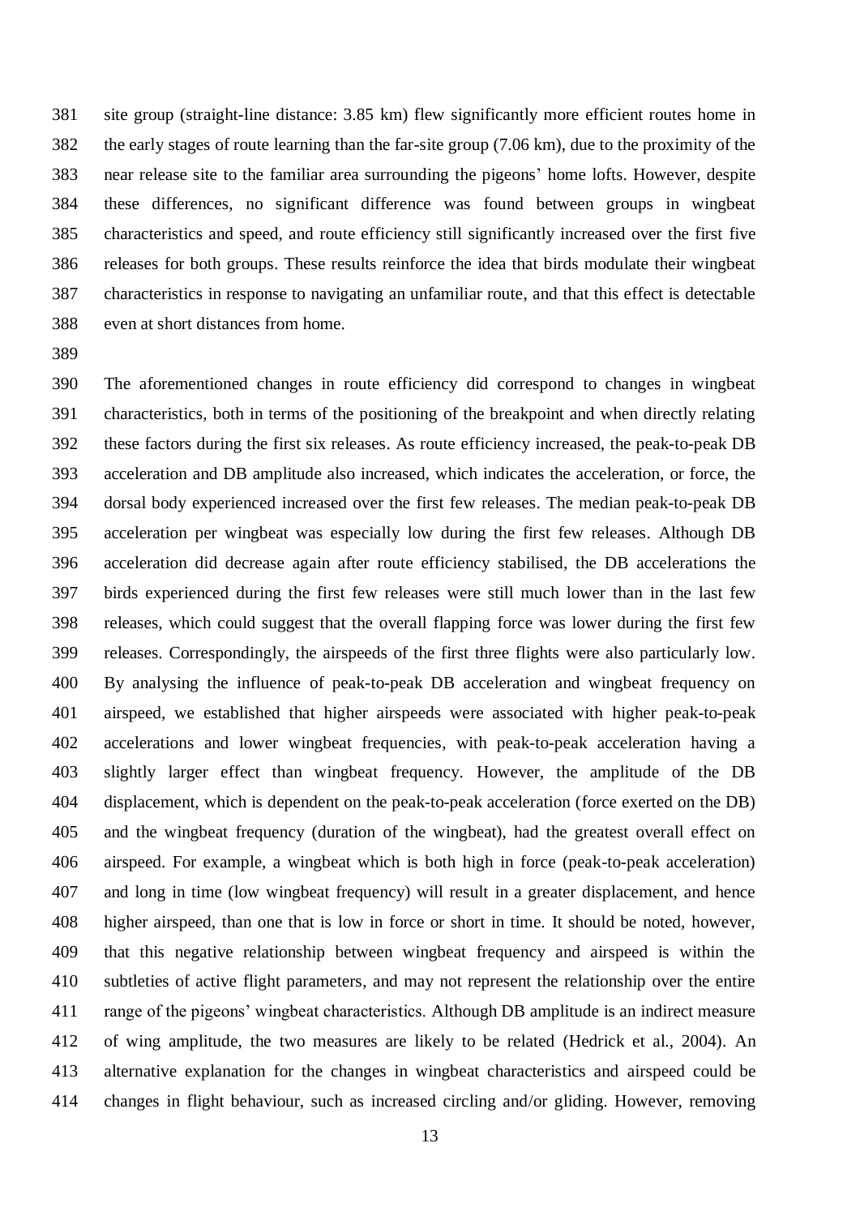site group (straight-line distance: 3.85 km) flew significantly more efficient routes home in the early stages of route learning than the far-site group (7.06 km), due to the proximity of the near release site to the familiar area surrounding the pigeons' home lofts. However, despite these differences, no significant difference was found between groups in wingbeat characteristics and speed, and route efficiency still significantly increased over the first five releases for both groups. These results reinforce the idea that birds modulate their wingbeat characteristics in response to navigating an unfamiliar route, and that this effect is detectable even at short distances from home.

The aforementioned changes in route efficiency did correspond to changes in wingbeat characteristics, both in terms of the positioning of the breakpoint and when directly relating these factors during the first six releases. As route efficiency increased, the peak-to-peak DB acceleration and DB amplitude also increased, which indicates the acceleration, or force, the dorsal body experienced increased over the first few releases. The median peak-to-peak DB acceleration per wingbeat was especially low during the first few releases. Although DB acceleration did decrease again after route efficiency stabilised, the DB accelerations the birds experienced during the first few releases were still much lower than in the last few releases, which could suggest that the overall flapping force was lower during the first few releases. Correspondingly, the airspeeds of the first three flights were also particularly low. By analysing the influence of peak-to-peak DB acceleration and wingbeat frequency on airspeed, we established that higher airspeeds were associated with higher peak-to-peak accelerations and lower wingbeat frequencies, with peak-to-peak acceleration having a slightly larger effect than wingbeat frequency. However, the amplitude of the DB displacement, which is dependent on the peak-to-peak acceleration (force exerted on the DB) and the wingbeat frequency (duration of the wingbeat), had the greatest overall effect on airspeed. For example, a wingbeat which is both high in force (peak-to-peak acceleration) and long in time (low wingbeat frequency) will result in a greater displacement, and hence higher airspeed, than one that is low in force or short in time. It should be noted, however, that this negative relationship between wingbeat frequency and airspeed is within the subtleties of active flight parameters, and may not represent the relationship over the entire range of the pigeons' wingbeat characteristics. Although DB amplitude is an indirect measure of wing amplitude, the two measures are likely to be related (Hedrick et al., 2004). An alternative explanation for the changes in wingbeat characteristics and airspeed could be changes in flight behaviour, such as increased circling and/or gliding. However, removing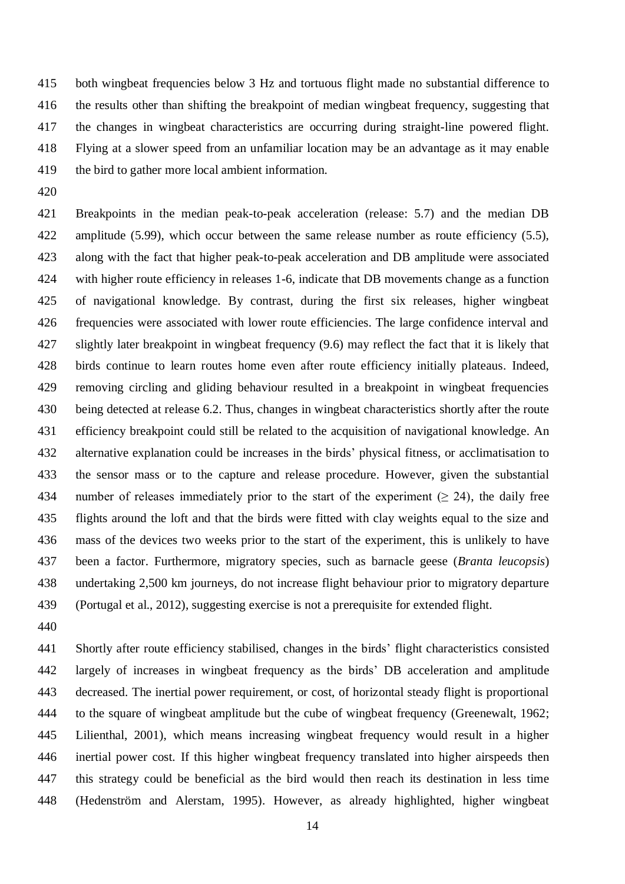both wingbeat frequencies below 3 Hz and tortuous flight made no substantial difference to the results other than shifting the breakpoint of median wingbeat frequency, suggesting that the changes in wingbeat characteristics are occurring during straight-line powered flight. Flying at a slower speed from an unfamiliar location may be an advantage as it may enable the bird to gather more local ambient information.

Breakpoints in the median peak-to-peak acceleration (release: 5.7) and the median DB amplitude (5.99), which occur between the same release number as route efficiency (5.5), along with the fact that higher peak-to-peak acceleration and DB amplitude were associated with higher route efficiency in releases 1-6, indicate that DB movements change as a function of navigational knowledge. By contrast, during the first six releases, higher wingbeat frequencies were associated with lower route efficiencies. The large confidence interval and slightly later breakpoint in wingbeat frequency (9.6) may reflect the fact that it is likely that birds continue to learn routes home even after route efficiency initially plateaus. Indeed, removing circling and gliding behaviour resulted in a breakpoint in wingbeat frequencies being detected at release 6.2. Thus, changes in wingbeat characteristics shortly after the route efficiency breakpoint could still be related to the acquisition of navigational knowledge. An alternative explanation could be increases in the birds' physical fitness, or acclimatisation to the sensor mass or to the capture and release procedure. However, given the substantial number of releases immediately prior to the start of the experiment ($\geq$ 24), the daily free flights around the loft and that the birds were fitted with clay weights equal to the size and mass of the devices two weeks prior to the start of the experiment, this is unlikely to have been a factor. Furthermore, migratory species, such as barnacle geese (*Branta leucopsis*) undertaking 2,500 km journeys, do not increase flight behaviour prior to migratory departure (Portugal et al., 2012), suggesting exercise is not a prerequisite for extended flight.

Shortly after route efficiency stabilised, changes in the birds' flight characteristics consisted largely of increases in wingbeat frequency as the birds' DB acceleration and amplitude decreased. The inertial power requirement, or cost, of horizontal steady flight is proportional to the square of wingbeat amplitude but the cube of wingbeat frequency (Greenewalt, 1962; Lilienthal, 2001), which means increasing wingbeat frequency would result in a higher inertial power cost. If this higher wingbeat frequency translated into higher airspeeds then this strategy could be beneficial as the bird would then reach its destination in less time (Hedenström and Alerstam, 1995). However, as already highlighted, higher wingbeat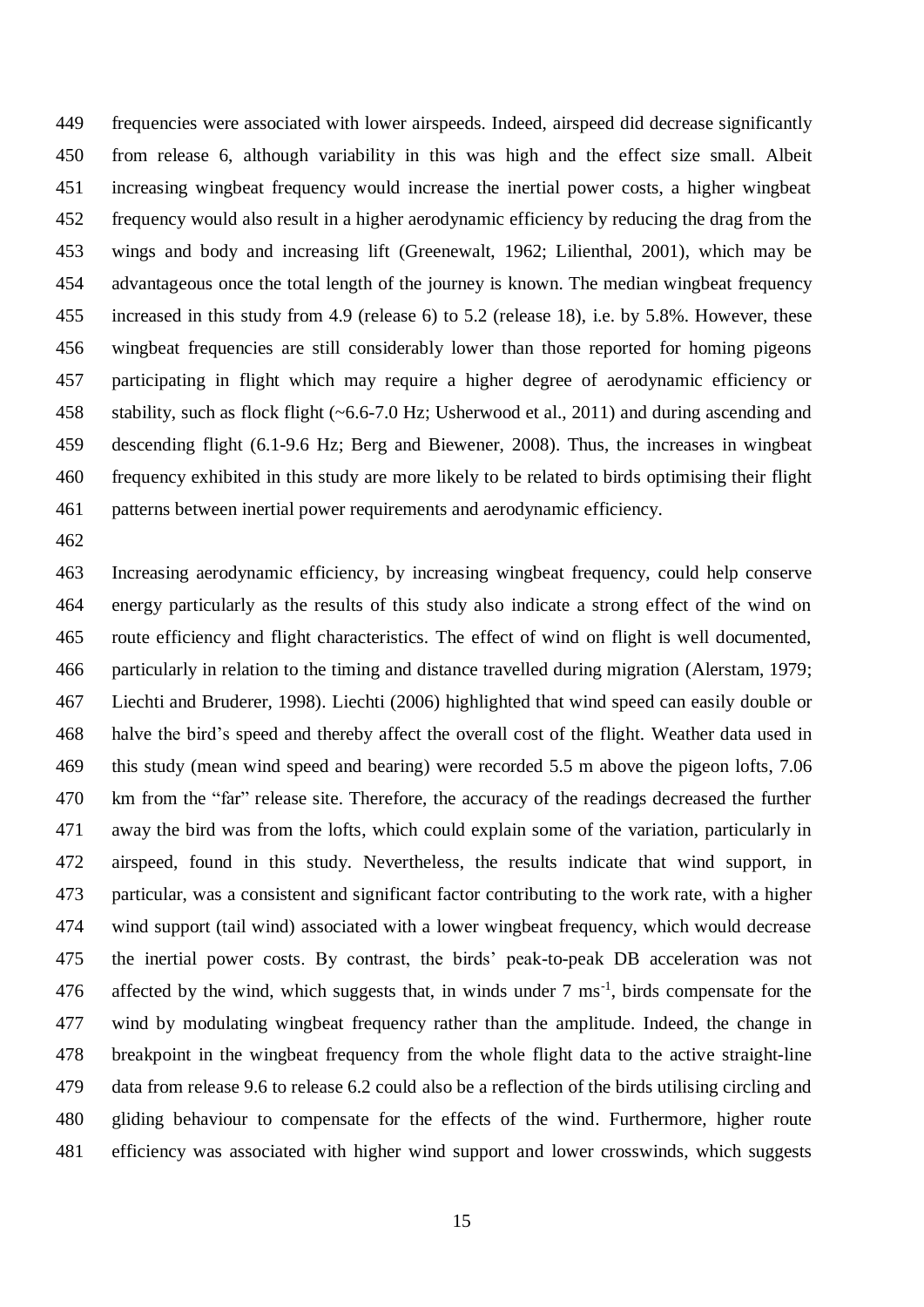frequencies were associated with lower airspeeds. Indeed, airspeed did decrease significantly from release 6, although variability in this was high and the effect size small. Albeit increasing wingbeat frequency would increase the inertial power costs, a higher wingbeat frequency would also result in a higher aerodynamic efficiency by reducing the drag from the wings and body and increasing lift (Greenewalt, 1962; Lilienthal, 2001), which may be advantageous once the total length of the journey is known. The median wingbeat frequency increased in this study from 4.9 (release 6) to 5.2 (release 18), i.e. by 5.8%. However, these wingbeat frequencies are still considerably lower than those reported for homing pigeons participating in flight which may require a higher degree of aerodynamic efficiency or stability, such as flock flight (~6.6-7.0 Hz; Usherwood et al., 2011) and during ascending and descending flight (6.1-9.6 Hz; Berg and Biewener, 2008). Thus, the increases in wingbeat frequency exhibited in this study are more likely to be related to birds optimising their flight patterns between inertial power requirements and aerodynamic efficiency.

Increasing aerodynamic efficiency, by increasing wingbeat frequency, could help conserve energy particularly as the results of this study also indicate a strong effect of the wind on route efficiency and flight characteristics. The effect of wind on flight is well documented, particularly in relation to the timing and distance travelled during migration (Alerstam, 1979; Liechti and Bruderer, 1998). Liechti (2006) highlighted that wind speed can easily double or halve the bird's speed and thereby affect the overall cost of the flight. Weather data used in this study (mean wind speed and bearing) were recorded 5.5 m above the pigeon lofts, 7.06 km from the "far" release site. Therefore, the accuracy of the readings decreased the further away the bird was from the lofts, which could explain some of the variation, particularly in airspeed, found in this study. Nevertheless, the results indicate that wind support, in particular, was a consistent and significant factor contributing to the work rate, with a higher wind support (tail wind) associated with a lower wingbeat frequency, which would decrease the inertial power costs. By contrast, the birds' peak-to-peak DB acceleration was not affected by the wind, which suggests that, in winds under 7 $ms^{-1}$, birds compensate for the wind by modulating wingbeat frequency rather than the amplitude. Indeed, the change in breakpoint in the wingbeat frequency from the whole flight data to the active straight-line data from release 9.6 to release 6.2 could also be a reflection of the birds utilising circling and gliding behaviour to compensate for the effects of the wind. Furthermore, higher route efficiency was associated with higher wind support and lower crosswinds, which suggests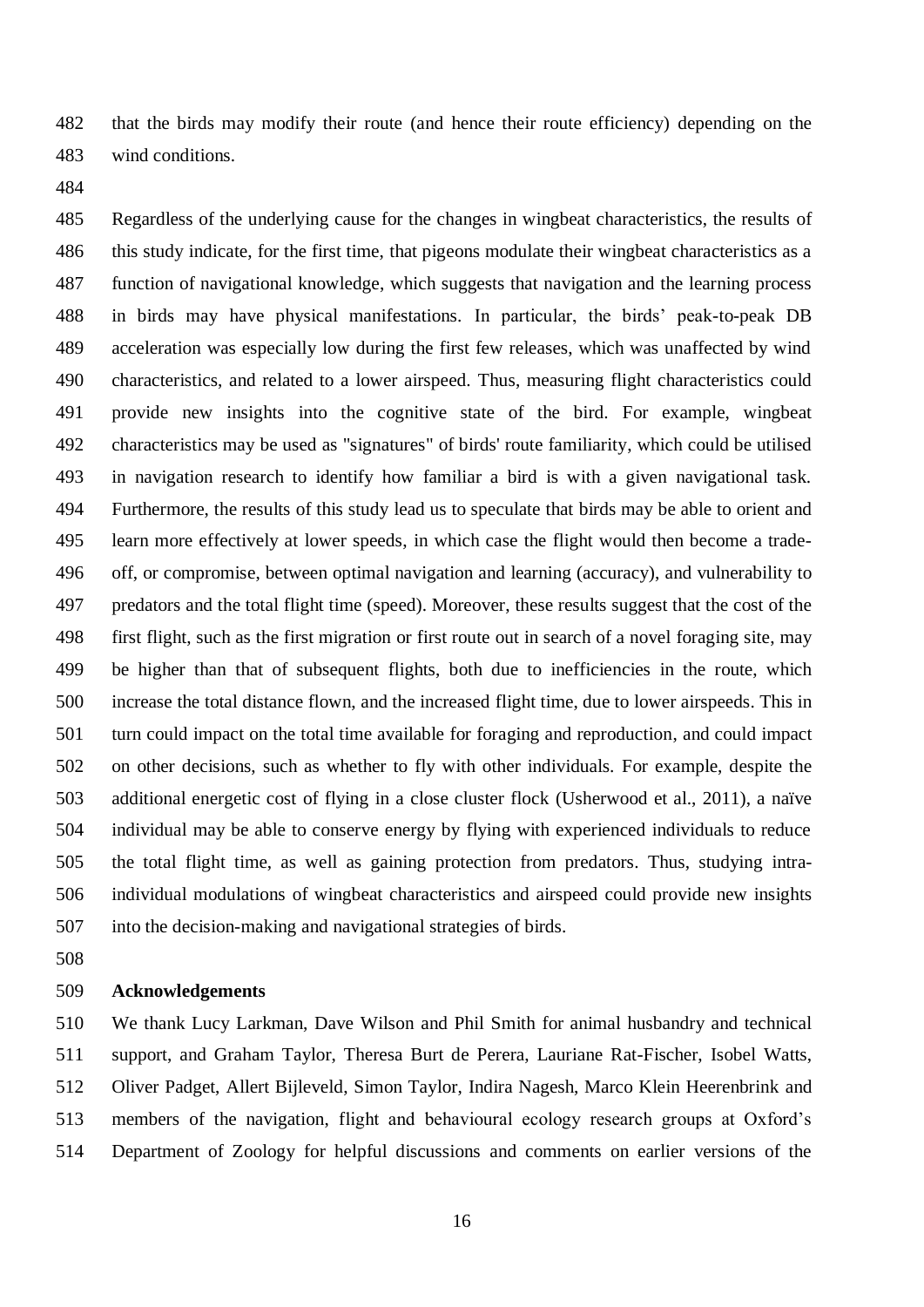that the birds may modify their route (and hence their route efficiency) depending on the wind conditions.

Regardless of the underlying cause for the changes in wingbeat characteristics, the results of this study indicate, for the first time, that pigeons modulate their wingbeat characteristics as a function of navigational knowledge, which suggests that navigation and the learning process in birds may have physical manifestations. In particular, the birds' peak-to-peak DB acceleration was especially low during the first few releases, which was unaffected by wind characteristics, and related to a lower airspeed. Thus, measuring flight characteristics could provide new insights into the cognitive state of the bird. For example, wingbeat characteristics may be used as "signatures" of birds' route familiarity, which could be utilised in navigation research to identify how familiar a bird is with a given navigational task. Furthermore, the results of this study lead us to speculate that birds may be able to orient and learn more effectively at lower speeds, in which case the flight would then become a trade-off, or compromise, between optimal navigation and learning (accuracy), and vulnerability to predators and the total flight time (speed). Moreover, these results suggest that the cost of the first flight, such as the first migration or first route out in search of a novel foraging site, may be higher than that of subsequent flights, both due to inefficiencies in the route, which increase the total distance flown, and the increased flight time, due to lower airspeeds. This in turn could impact on the total time available for foraging and reproduction, and could impact on other decisions, such as whether to fly with other individuals. For example, despite the additional energetic cost of flying in a close cluster flock (Usherwood et al., 2011), a naïve individual may be able to conserve energy by flying with experienced individuals to reduce the total flight time, as well as gaining protection from predators. Thus, studying intra-individual modulations of wingbeat characteristics and airspeed could provide new insights into the decision-making and navigational strategies of birds.

## Acknowledgements

We thank Lucy Larkman, Dave Wilson and Phil Smith for animal husbandry and technical support, and Graham Taylor, Theresa Burt de Perera, Lauriane Rat-Fischer, Isobel Watts, Oliver Padget, Allert Bijleveld, Simon Taylor, Indira Nagesh, Marco Klein Heerenbrink and members of the navigation, flight and behavioural ecology research groups at Oxford's Department of Zoology for helpful discussions and comments on earlier versions of the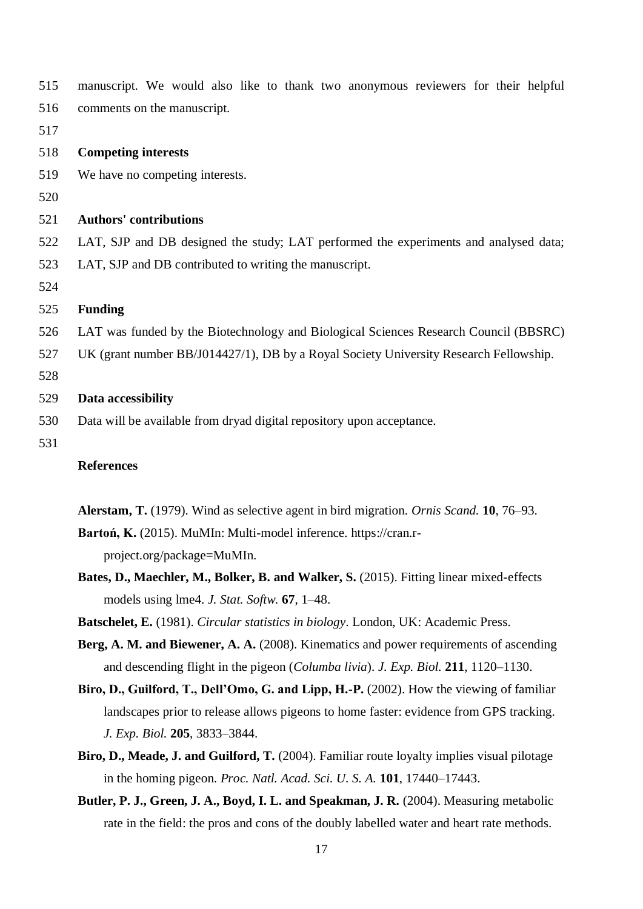manuscript. We would also like to thank two anonymous reviewers for their helpful comments on the manuscript.

## Competing interests

We have no competing interests.

## Authors' contributions

LAT, SJP and DB designed the study; LAT performed the experiments and analysed data; LAT, SJP and DB contributed to writing the manuscript.

## Funding

LAT was funded by the Biotechnology and Biological Sciences Research Council (BBSRC) UK (grant number BB/J014427/1), DB by a Royal Society University Research Fellowship.

## Data accessibility

Data will be available from dryad digital repository upon acceptance.

## References

**Alerstam, T.** (1979). Wind as selective agent in bird migration. *Ornis Scand.* **10**, 76–93.

**Bartoń, K.** (2015). MuMIn: Multi-model inference. https://cran.r-project.org/package=MuMIn.

**Bates, D., Maechler, M., Bolker, B. and Walker, S.** (2015). Fitting linear mixed-effects models using lme4. *J. Stat. Softw.* **67**, 1–48.

**Batschelet, E.** (1981). *Circular statistics in biology*. London, UK: Academic Press.

**Berg, A. M. and Biewener, A. A.** (2008). Kinematics and power requirements of ascending and descending flight in the pigeon (*Columba livia*). *J. Exp. Biol.* **211**, 1120–1130.

**Biro, D., Guilford, T., Dell'Omo, G. and Lipp, H.-P.** (2002). How the viewing of familiar landscapes prior to release allows pigeons to home faster: evidence from GPS tracking. *J. Exp. Biol.* **205**, 3833–3844.

**Biro, D., Meade, J. and Guilford, T.** (2004). Familiar route loyalty implies visual pilotage in the homing pigeon. *Proc. Natl. Acad. Sci. U. S. A.* **101**, 17440–17443.

**Butler, P. J., Green, J. A., Boyd, I. L. and Speakman, J. R.** (2004). Measuring metabolic rate in the field: the pros and cons of the doubly labelled water and heart rate methods.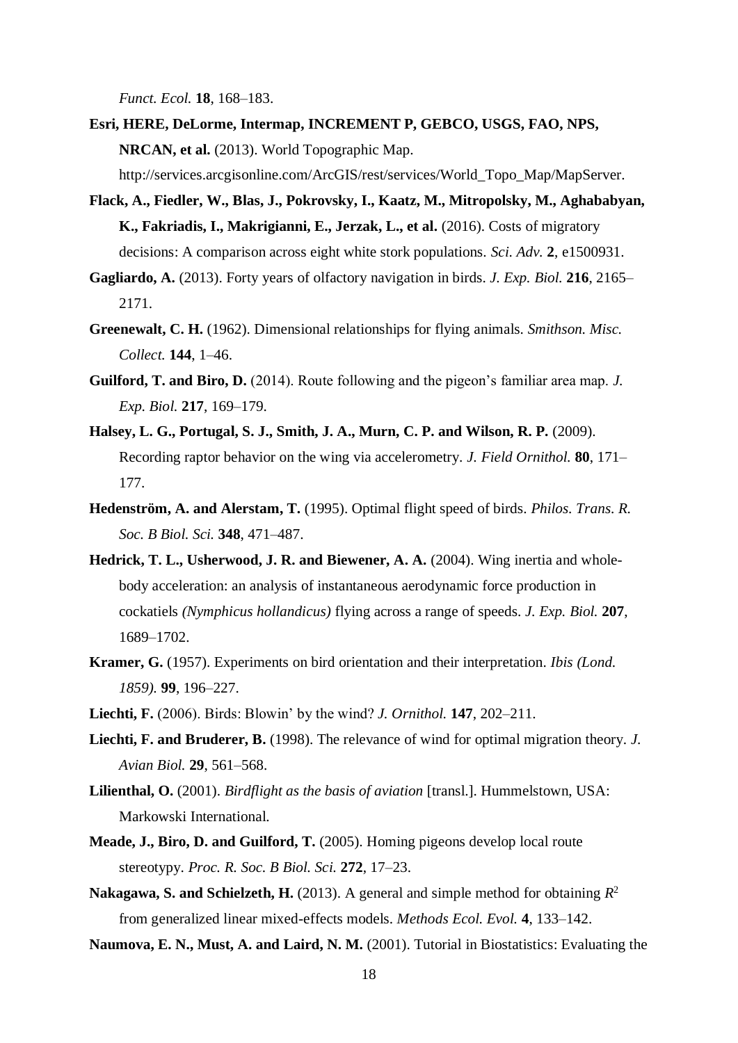*Funct. Ecol.* **18**, 168–183.

**Esri, HERE, DeLorme, Intermap, INCREMENT P, GEBCO, USGS, FAO, NPS, NRCAN, et al.** (2013). World Topographic Map. http://services.arcgisonline.com/ArcGIS/rest/services/World_Topo_Map/MapServer.

**Flack, A., Fiedler, W., Blas, J., Pokrovsky, I., Kaatz, M., Mitropolsky, M., Aghababyan, K., Fakriadis, I., Makrigianni, E., Jerzak, L., et al.** (2016). Costs of migratory decisions: A comparison across eight white stork populations. *Sci. Adv.* **2**, e1500931.

**Gagliardo, A.** (2013). Forty years of olfactory navigation in birds. *J. Exp. Biol.* **216**, 2165–2171.

**Greenewalt, C. H.** (1962). Dimensional relationships for flying animals. *Smithson. Misc. Collect.* **144**, 1–46.

**Guilford, T. and Biro, D.** (2014). Route following and the pigeon's familiar area map. *J. Exp. Biol.* **217**, 169–179.

**Halsey, L. G., Portugal, S. J., Smith, J. A., Murn, C. P. and Wilson, R. P.** (2009). Recording raptor behavior on the wing via accelerometry. *J. Field Ornithol.* **80**, 171–177.

**Hedenström, A. and Alerstam, T.** (1995). Optimal flight speed of birds. *Philos. Trans. R. Soc. B Biol. Sci.* **348**, 471–487.

**Hedrick, T. L., Usherwood, J. R. and Biewener, A. A.** (2004). Wing inertia and whole-body acceleration: an analysis of instantaneous aerodynamic force production in cockatiels *(Nymphicus hollandicus)* flying across a range of speeds. *J. Exp. Biol.* **207**, 1689–1702.

**Kramer, G.** (1957). Experiments on bird orientation and their interpretation. *Ibis (Lond. 1859).* **99**, 196–227.

**Liechti, F.** (2006). Birds: Blowin' by the wind? *J. Ornithol.* **147**, 202–211.

**Liechti, F. and Bruderer, B.** (1998). The relevance of wind for optimal migration theory. *J. Avian Biol.* **29**, 561–568.

**Lilienthal, O.** (2001). *Birdflight as the basis of aviation* [transl.]. Hummelstown, USA: Markowski International.

**Meade, J., Biro, D. and Guilford, T.** (2005). Homing pigeons develop local route stereotypy. *Proc. R. Soc. B Biol. Sci.* **272**, 17–23.

**Nakagawa, S. and Schielzeth, H.** (2013). A general and simple method for obtaining $R^2$ from generalized linear mixed-effects models. *Methods Ecol. Evol.* **4**, 133–142.

**Naumova, E. N., Must, A. and Laird, N. M.** (2001). Tutorial in Biostatistics: Evaluating the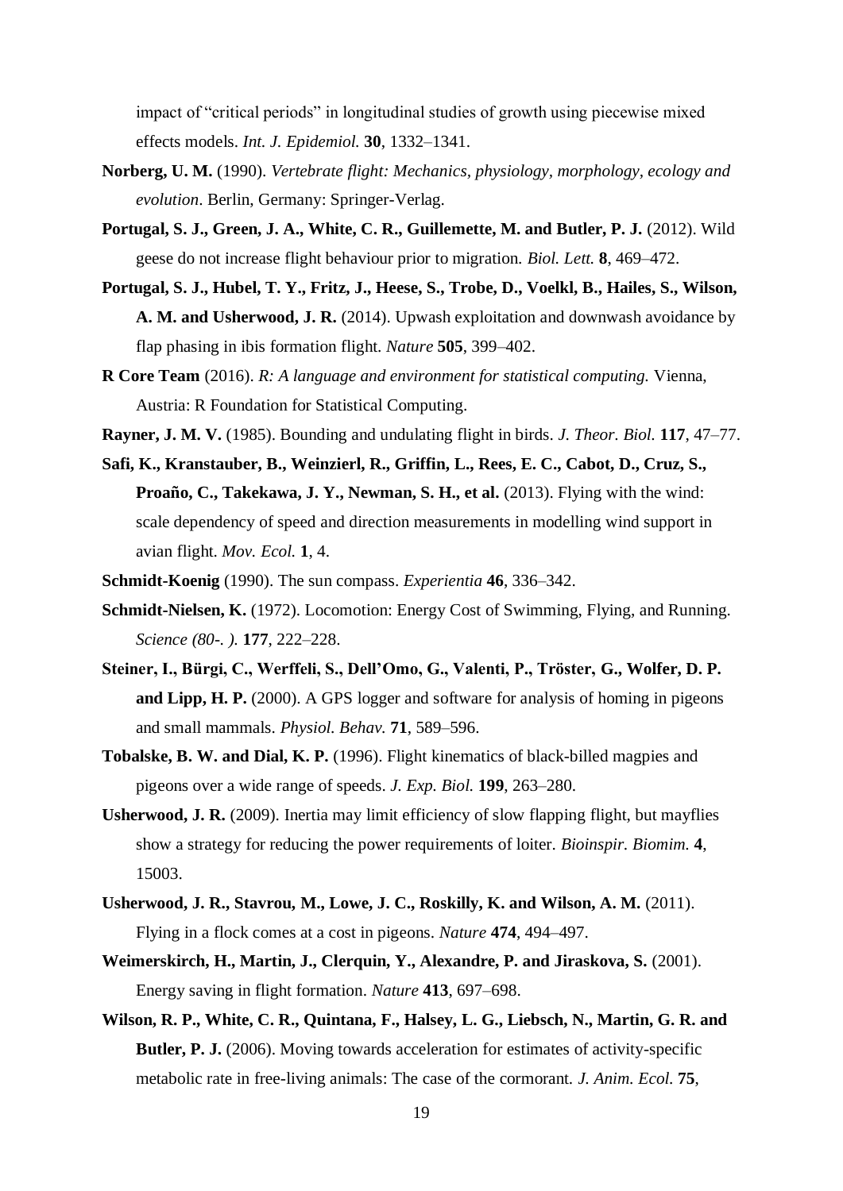impact of "critical periods" in longitudinal studies of growth using piecewise mixed effects models. *Int. J. Epidemiol.* **30**, 1332–1341.

**Norberg, U. M.** (1990). *Vertebrate flight: Mechanics, physiology, morphology, ecology and evolution*. Berlin, Germany: Springer-Verlag.

**Portugal, S. J., Green, J. A., White, C. R., Guillemette, M. and Butler, P. J.** (2012). Wild geese do not increase flight behaviour prior to migration. *Biol. Lett.* **8**, 469–472.

**Portugal, S. J., Hubel, T. Y., Fritz, J., Heese, S., Trobe, D., Voelkl, B., Hailes, S., Wilson, A. M. and Usherwood, J. R.** (2014). Upwash exploitation and downwash avoidance by flap phasing in ibis formation flight. *Nature* **505**, 399–402.

**R Core Team** (2016). *R: A language and environment for statistical computing.* Vienna, Austria: R Foundation for Statistical Computing.

**Rayner, J. M. V.** (1985). Bounding and undulating flight in birds. *J. Theor. Biol.* **117**, 47–77.

**Safi, K., Kranstauber, B., Weinzierl, R., Griffin, L., Rees, E. C., Cabot, D., Cruz, S., Proaño, C., Takekawa, J. Y., Newman, S. H., et al.** (2013). Flying with the wind: scale dependency of speed and direction measurements in modelling wind support in avian flight. *Mov. Ecol.* **1**, 4.

**Schmidt-Koenig** (1990). The sun compass. *Experientia* **46**, 336–342.

**Schmidt-Nielsen, K.** (1972). Locomotion: Energy Cost of Swimming, Flying, and Running. *Science (80-. ).* **177**, 222–228.

**Steiner, I., Bürgi, C., Werffeli, S., Dell'Omo, G., Valenti, P., Tröster, G., Wolfer, D. P. and Lipp, H. P.** (2000). A GPS logger and software for analysis of homing in pigeons and small mammals. *Physiol. Behav.* **71**, 589–596.

**Tobalske, B. W. and Dial, K. P.** (1996). Flight kinematics of black-billed magpies and pigeons over a wide range of speeds. *J. Exp. Biol.* **199**, 263–280.

**Usherwood, J. R.** (2009). Inertia may limit efficiency of slow flapping flight, but mayflies show a strategy for reducing the power requirements of loiter. *Bioinspir. Biomim.* **4**, 15003.

**Usherwood, J. R., Stavrou, M., Lowe, J. C., Roskilly, K. and Wilson, A. M.** (2011). Flying in a flock comes at a cost in pigeons. *Nature* **474**, 494–497.

**Weimerskirch, H., Martin, J., Clerquin, Y., Alexandre, P. and Jiraskova, S.** (2001). Energy saving in flight formation. *Nature* **413**, 697–698.

**Wilson, R. P., White, C. R., Quintana, F., Halsey, L. G., Liebsch, N., Martin, G. R. and Butler, P. J.** (2006). Moving towards acceleration for estimates of activity-specific metabolic rate in free-living animals: The case of the cormorant. *J. Anim. Ecol.* **75**,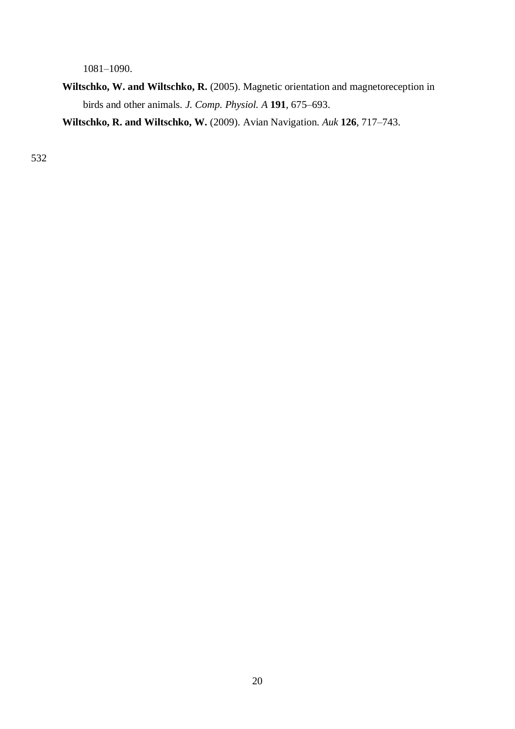1081–1090.

**Wiltschko, W. and Wiltschko, R.** (2005). Magnetic orientation and magnetoreception in birds and other animals. *J. Comp. Physiol. A* **191**, 675–693.

**Wiltschko, R. and Wiltschko, W.** (2009). Avian Navigation. *Auk* **126**, 717–743.

532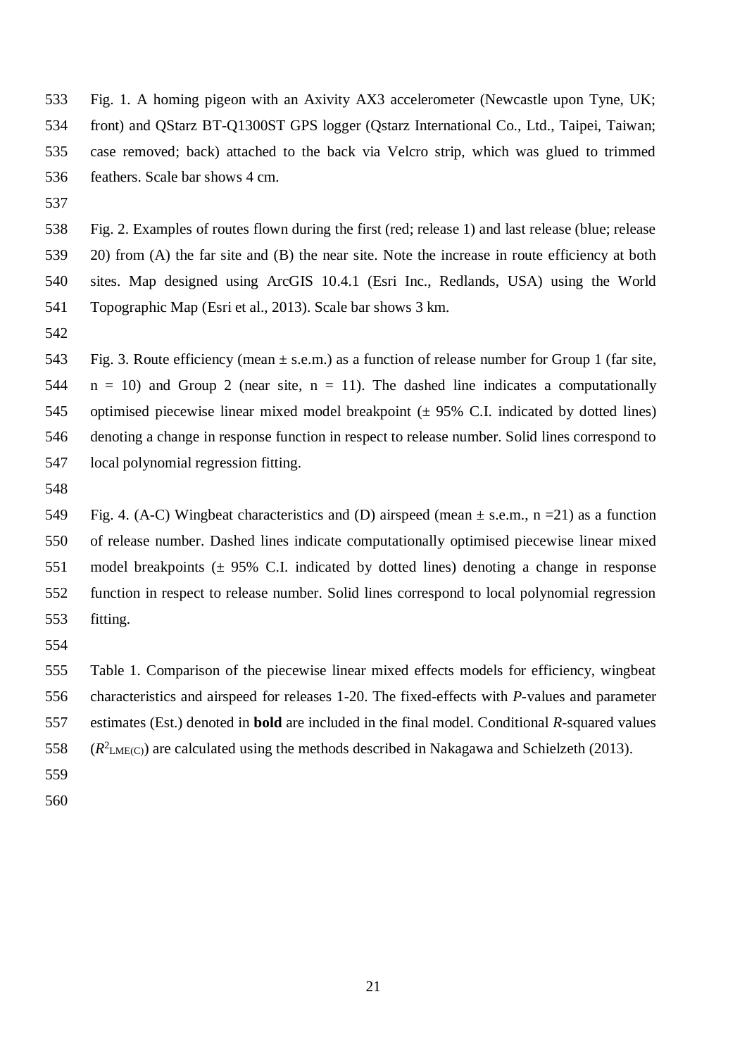Fig. 1. A homing pigeon with an Axivity AX3 accelerometer (Newcastle upon Tyne, UK; front) and QStarz BT-Q1300ST GPS logger (Qstarz International Co., Ltd., Taipei, Taiwan; case removed; back) attached to the back via Velcro strip, which was glued to trimmed feathers. Scale bar shows 4 cm.

Fig. 2. Examples of routes flown during the first (red; release 1) and last release (blue; release 20) from (A) the far site and (B) the near site. Note the increase in route efficiency at both sites. Map designed using ArcGIS 10.4.1 (Esri Inc., Redlands, USA) using the World Topographic Map (Esri et al., 2013). Scale bar shows 3 km.

Fig. 3. Route efficiency (mean ± s.e.m.) as a function of release number for Group 1 (far site, n = 10) and Group 2 (near site, n = 11). The dashed line indicates a computationally optimised piecewise linear mixed model breakpoint (± 95% C.I. indicated by dotted lines) denoting a change in response function in respect to release number. Solid lines correspond to local polynomial regression fitting.

Fig. 4. (A-C) Wingbeat characteristics and (D) airspeed (mean ± s.e.m., n =21) as a function of release number. Dashed lines indicate computationally optimised piecewise linear mixed model breakpoints (± 95% C.I. indicated by dotted lines) denoting a change in response function in respect to release number. Solid lines correspond to local polynomial regression fitting.

Table 1. Comparison of the piecewise linear mixed effects models for efficiency, wingbeat characteristics and airspeed for releases 1-20. The fixed-effects with *P*-values and parameter estimates (Est.) denoted in **bold** are included in the final model. Conditional *R*-squared values ($R^2_{LME(C)}$) are calculated using the methods described in Nakagawa and Schielzeth (2013).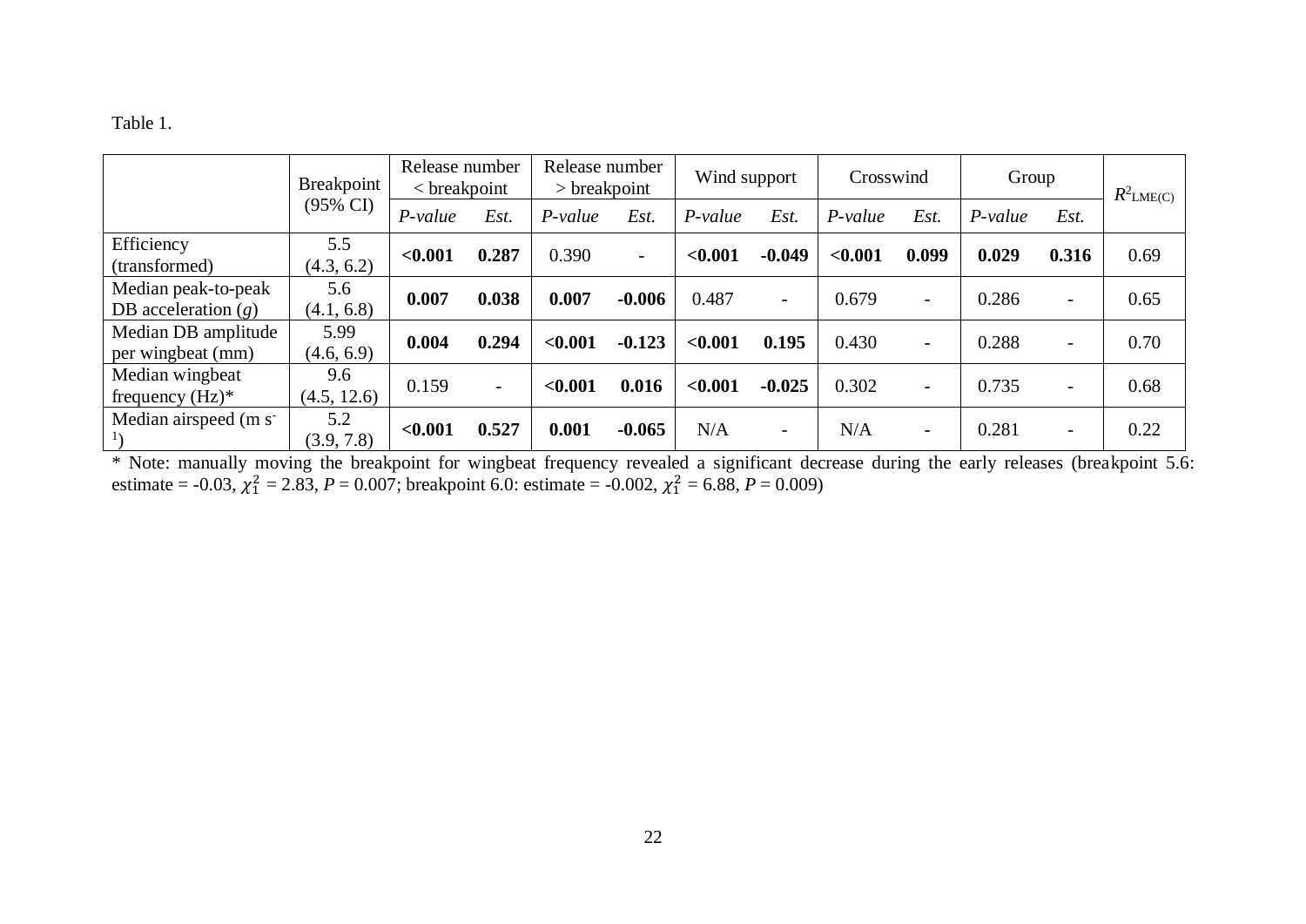Table 1.

| | Breakpoint (95% CI) | Release number < breakpoint | | Release number > breakpoint | | Wind support | | Crosswind | | Group | | $R^2_{LME(C)}$ |
|---|---|---|---|---|---|---|---|---|---|---|---|---|
| | | *P-value* | *Est.* | *P-value* | *Est.* | *P-value* | *Est.* | *P-value* | *Est.* | *P-value* | *Est.* | |
| Efficiency (transformed) | 5.5 (4.3, 6.2) | **<0.001** | **0.287** | 0.390 | - | **<0.001** | **-0.049** | **<0.001** | **0.099** | **0.029** | **0.316** | 0.69 |
| Median peak-to-peak DB acceleration (*g*) | 5.6 (4.1, 6.8) | **0.007** | **0.038** | **0.007** | **-0.006** | 0.487 | - | 0.679 | - | 0.286 | - | 0.65 |
| Median DB amplitude per wingbeat (mm) | 5.99 (4.6, 6.9) | **0.004** | **0.294** | **<0.001** | **-0.123** | **<0.001** | **0.195** | 0.430 | - | 0.288 | - | 0.70 |
| Median wingbeat frequency (Hz)* | 9.6 (4.5, 12.6) | 0.159 | - | **<0.001** | **0.016** | **<0.001** | **-0.025** | 0.302 | - | 0.735 | - | 0.68 |
| Median airspeed (m s$^{-1}$) | 5.2 (3.9, 7.8) | **<0.001** | **0.527** | **0.001** | **-0.065** | N/A | - | N/A | - | 0.281 | - | 0.22 |

* Note: manually moving the breakpoint for wingbeat frequency revealed a significant decrease during the early releases (breakpoint 5.6: estimate = -0.03, $\chi^2_1$ = 2.83, *P* = 0.007; breakpoint 6.0: estimate = -0.002, $\chi^2_1$ = 6.88, *P* = 0.009)